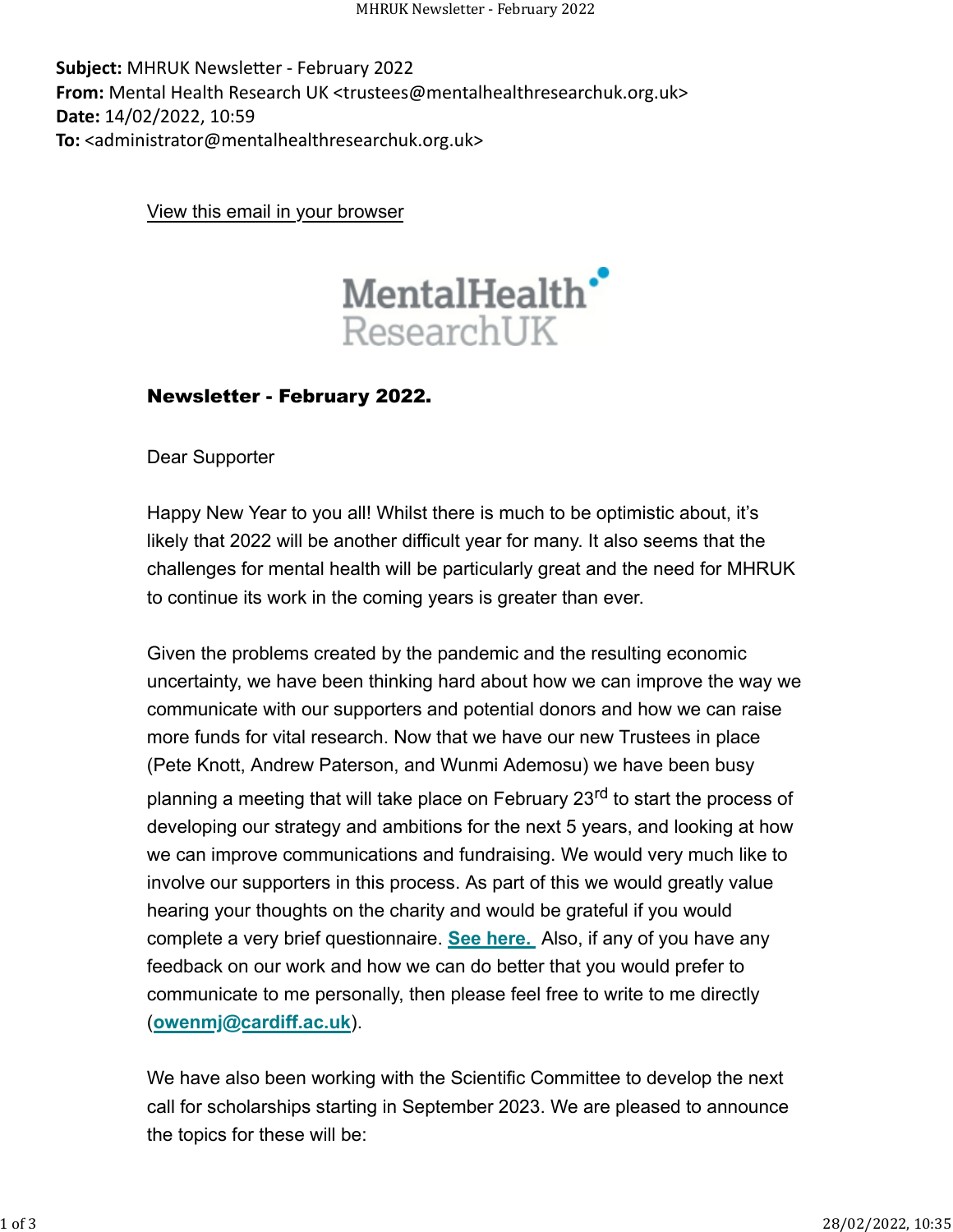**Subject:** MHRUK Newsletter - February 2022
**From:** Mental Health Research UK <trustees@mentalhealthresearchuk.org.uk>
**Date:** 14/02/2022, 10:59
**To:** <administrator@mentalhealthresearchuk.org.uk>

View this email in your browser

MentalHealth ResearchUK

## Newsletter - February 2022.

Dear Supporter

Happy New Year to you all! Whilst there is much to be optimistic about, it's likely that 2022 will be another difficult year for many. It also seems that the challenges for mental health will be particularly great and the need for MHRUK to continue its work in the coming years is greater than ever.

Given the problems created by the pandemic and the resulting economic uncertainty, we have been thinking hard about how we can improve the way we communicate with our supporters and potential donors and how we can raise more funds for vital research. Now that we have our new Trustees in place (Pete Knott, Andrew Paterson, and Wunmi Ademosu) we have been busy planning a meeting that will take place on February 23rd to start the process of developing our strategy and ambitions for the next 5 years, and looking at how we can improve communications and fundraising. We would very much like to involve our supporters in this process. As part of this we would greatly value hearing your thoughts on the charity and would be grateful if you would complete a very brief questionnaire. **See here.** Also, if any of you have any feedback on our work and how we can do better that you would prefer to communicate to me personally, then please feel free to write to me directly (**owenmj@cardiff.ac.uk**).

We have also been working with the Scientific Committee to develop the next call for scholarships starting in September 2023. We are pleased to announce the topics for these will be: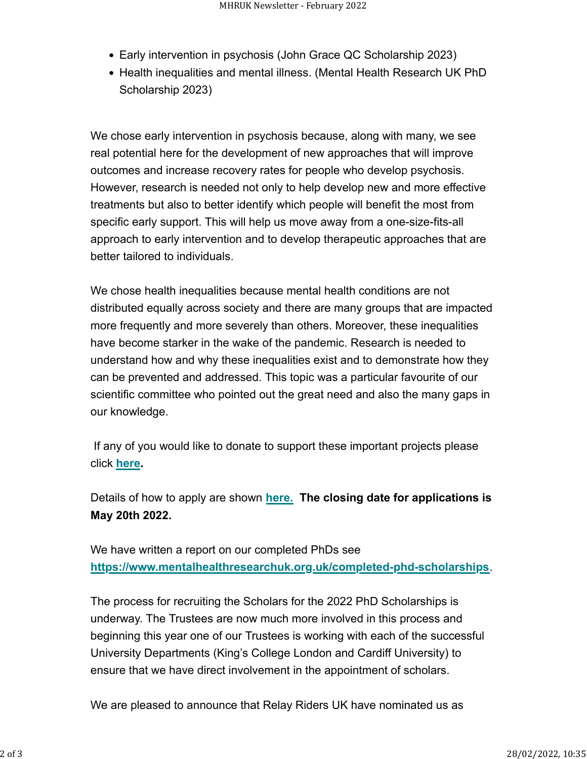- Early intervention in psychosis (John Grace QC Scholarship 2023)
- Health inequalities and mental illness. (Mental Health Research UK PhD Scholarship 2023)

We chose early intervention in psychosis because, along with many, we see real potential here for the development of new approaches that will improve outcomes and increase recovery rates for people who develop psychosis. However, research is needed not only to help develop new and more effective treatments but also to better identify which people will benefit the most from specific early support. This will help us move away from a one-size-fits-all approach to early intervention and to develop therapeutic approaches that are better tailored to individuals.

We chose health inequalities because mental health conditions are not distributed equally across society and there are many groups that are impacted more frequently and more severely than others. Moreover, these inequalities have become starker in the wake of the pandemic. Research is needed to understand how and why these inequalities exist and to demonstrate how they can be prevented and addressed. This topic was a particular favourite of our scientific committee who pointed out the great need and also the many gaps in our knowledge.

If any of you would like to donate to support these important projects please click **here**.

Details of how to apply are shown **here.** **The closing date for applications is May 20th 2022.**

We have written a report on our completed PhDs see **https://www.mentalhealthresearchuk.org.uk/completed-phd-scholarships**.

The process for recruiting the Scholars for the 2022 PhD Scholarships is underway. The Trustees are now much more involved in this process and beginning this year one of our Trustees is working with each of the successful University Departments (King's College London and Cardiff University) to ensure that we have direct involvement in the appointment of scholars.

We are pleased to announce that Relay Riders UK have nominated us as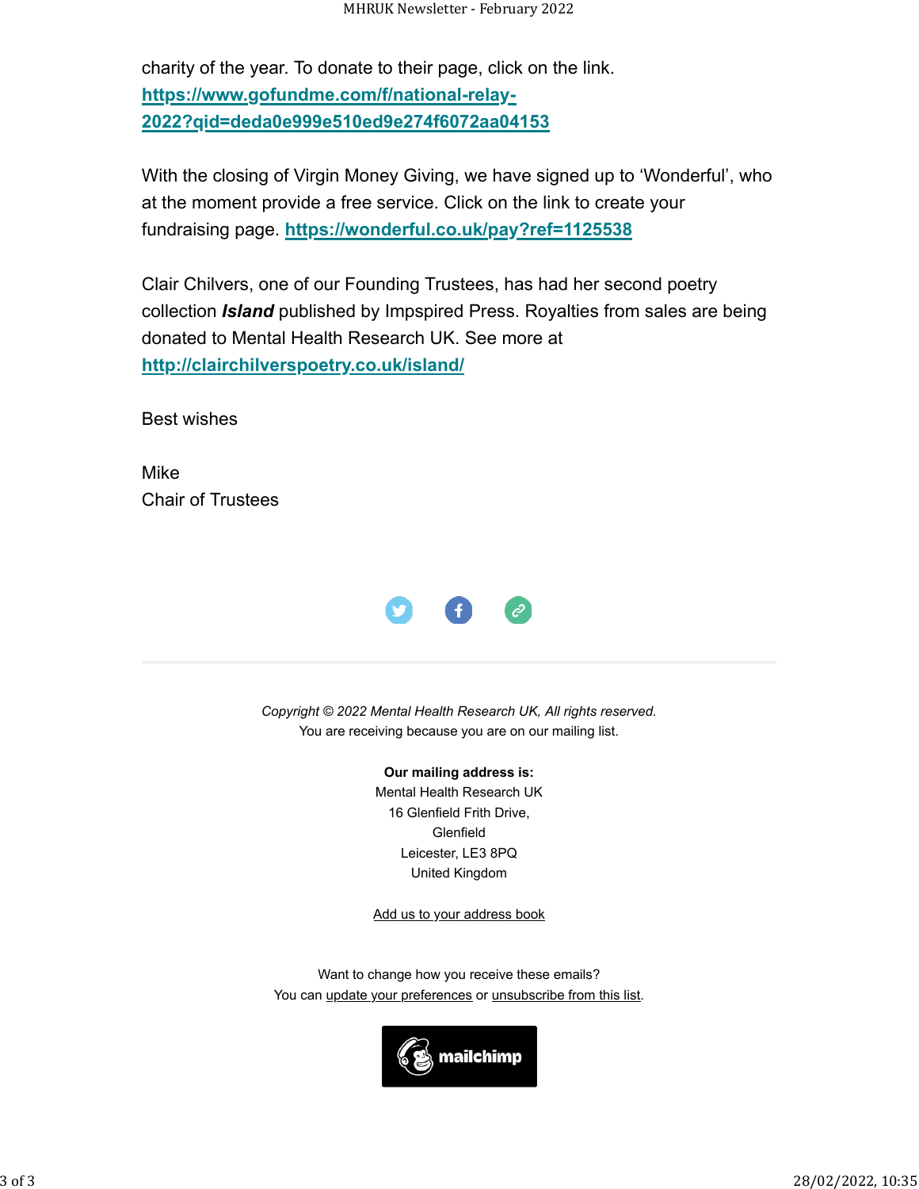charity of the year. To donate to their page, click on the link. https://www.gofundme.com/f/national-relay-2022?qid=deda0e999e510ed9e274f6072aa04153

With the closing of Virgin Money Giving, we have signed up to 'Wonderful', who at the moment provide a free service. Click on the link to create your fundraising page. https://wonderful.co.uk/pay?ref=1125538

Clair Chilvers, one of our Founding Trustees, has had her second poetry collection ***Island*** published by Impspired Press. Royalties from sales are being donated to Mental Health Research UK. See more at http://clairchilverspoetry.co.uk/island/

Best wishes

Mike
Chair of Trustees

*Copyright © 2022 Mental Health Research UK, All rights reserved.*
You are receiving because you are on our mailing list.

**Our mailing address is:**
Mental Health Research UK
16 Glenfield Frith Drive,
Glenfield
Leicester, LE3 8PQ
United Kingdom

Add us to your address book

Want to change how you receive these emails?
You can update your preferences or unsubscribe from this list.

mailchimp